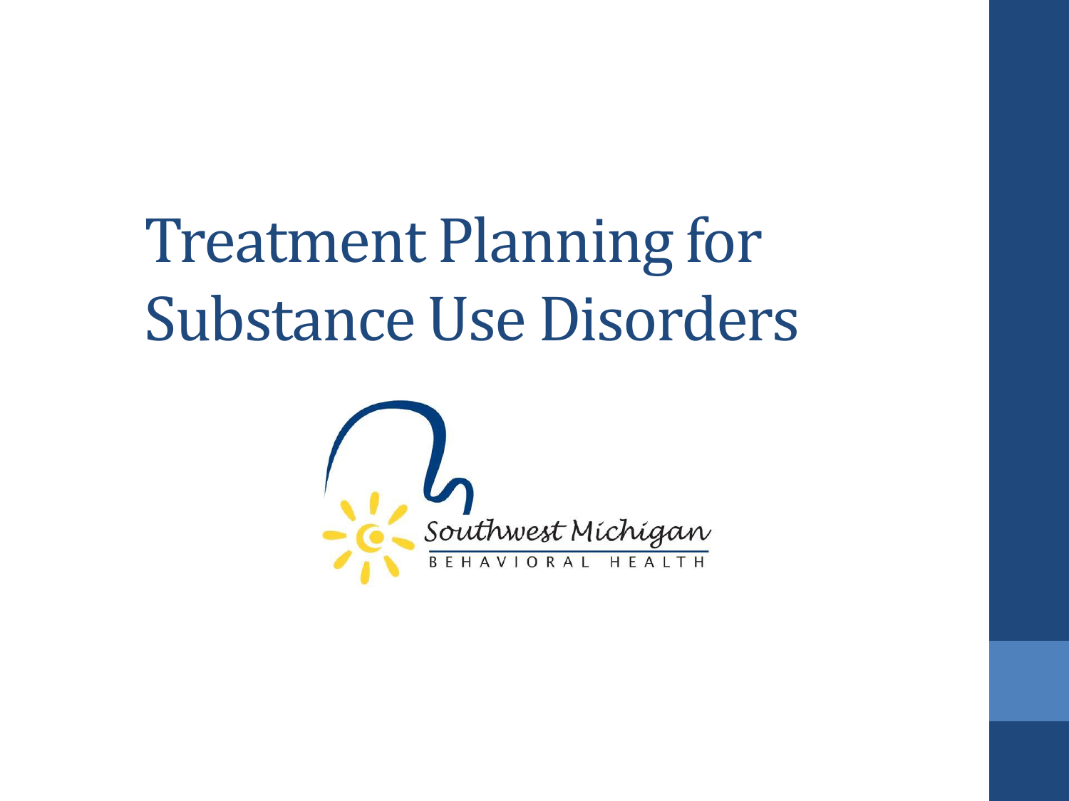# Treatment Planning for Substance Use Disorders

Southwest Michigan

BEHAVIORAL HEALTH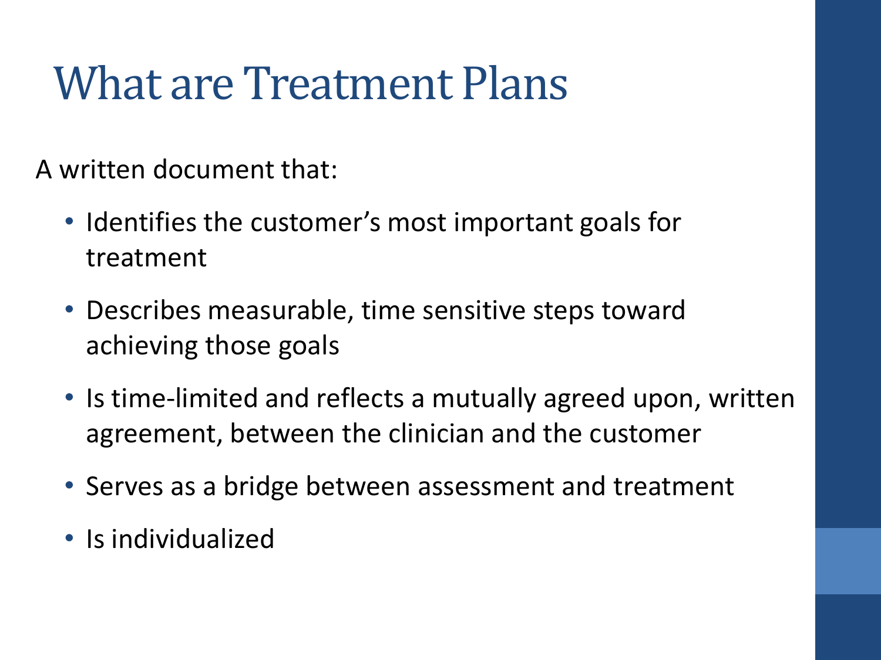# What are Treatment Plans

A written document that:

- Identifies the customer's most important goals for treatment
- Describes measurable, time sensitive steps toward achieving those goals
- Is time-limited and reflects a mutually agreed upon, written agreement, between the clinician and the customer
- Serves as a bridge between assessment and treatment
- Is individualized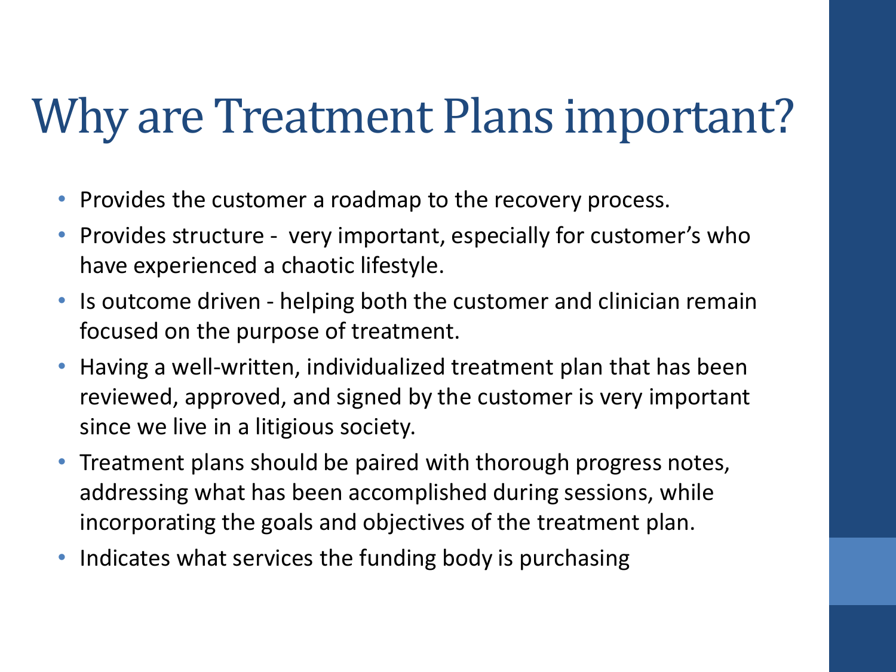# Why are Treatment Plans important?

- Provides the customer a roadmap to the recovery process.
- Provides structure -  very important, especially for customer's who have experienced a chaotic lifestyle.
- Is outcome driven - helping both the customer and clinician remain focused on the purpose of treatment.
- Having a well-written, individualized treatment plan that has been reviewed, approved, and signed by the customer is very important since we live in a litigious society.
- Treatment plans should be paired with thorough progress notes, addressing what has been accomplished during sessions, while incorporating the goals and objectives of the treatment plan.
- Indicates what services the funding body is purchasing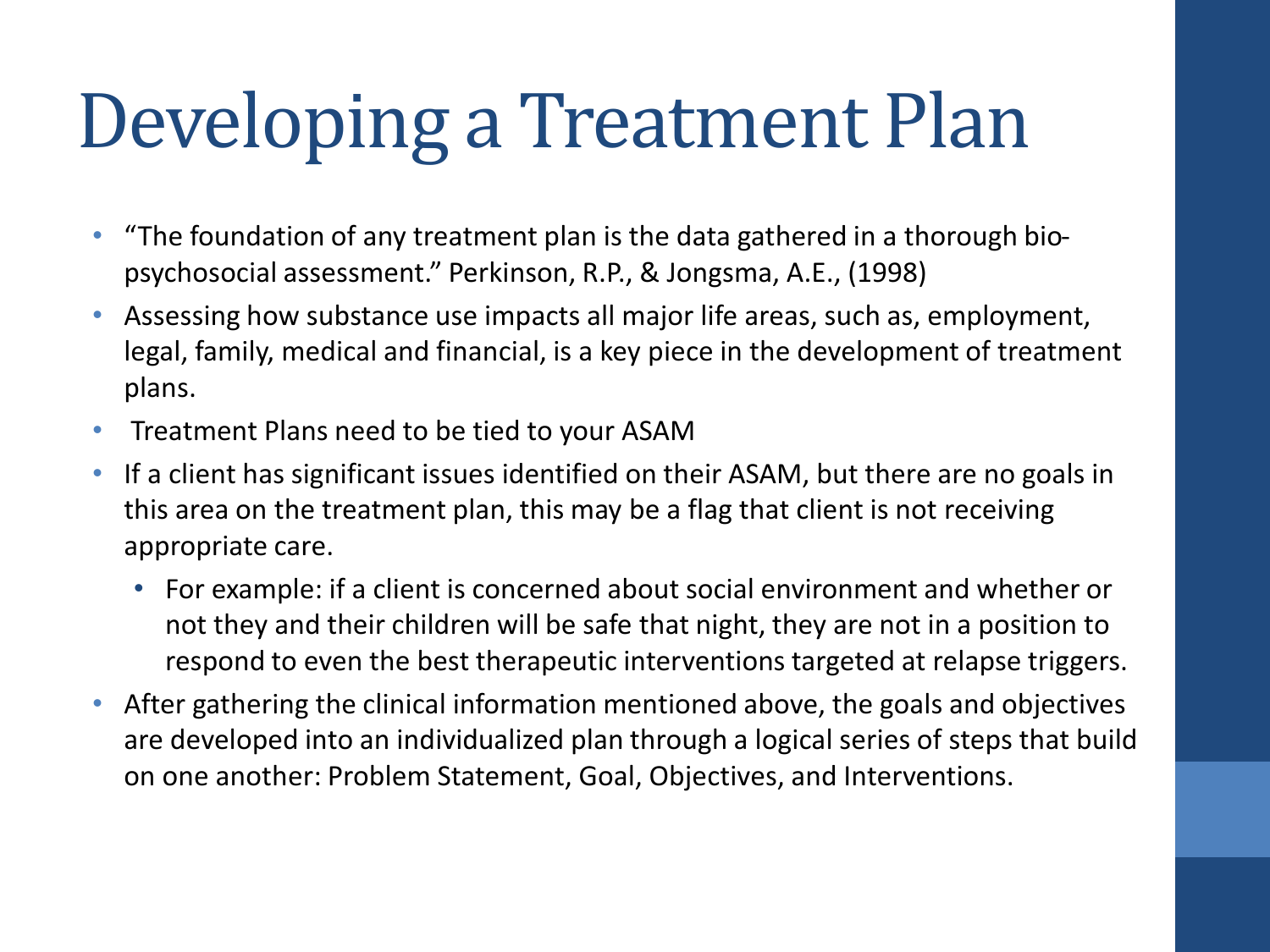# Developing a Treatment Plan

- "The foundation of any treatment plan is the data gathered in a thorough bio-psychosocial assessment." Perkinson, R.P., & Jongsma, A.E., (1998)
- Assessing how substance use impacts all major life areas, such as, employment, legal, family, medical and financial, is a key piece in the development of treatment plans.
- Treatment Plans need to be tied to your ASAM
- If a client has significant issues identified on their ASAM, but there are no goals in this area on the treatment plan, this may be a flag that client is not receiving appropriate care.
  - For example: if a client is concerned about social environment and whether or not they and their children will be safe that night, they are not in a position to respond to even the best therapeutic interventions targeted at relapse triggers.
- After gathering the clinical information mentioned above, the goals and objectives are developed into an individualized plan through a logical series of steps that build on one another: Problem Statement, Goal, Objectives, and Interventions.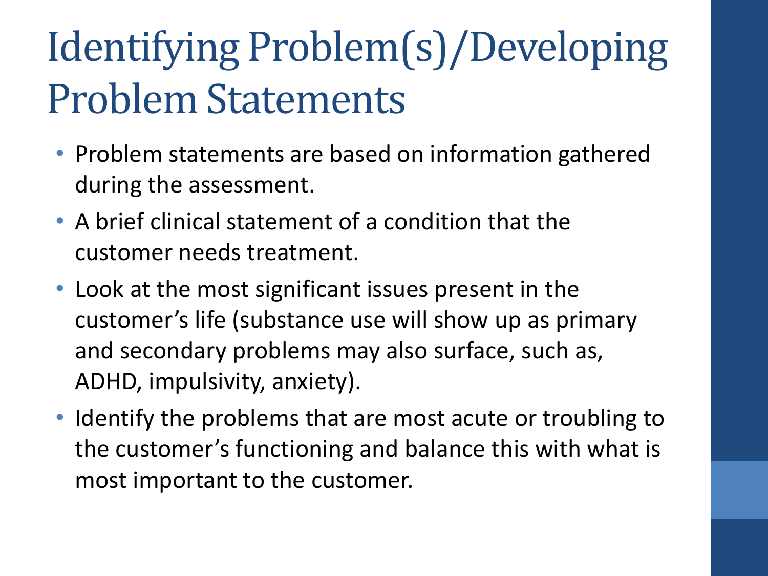# Identifying Problem(s)/Developing Problem Statements

- Problem statements are based on information gathered during the assessment.
- A brief clinical statement of a condition that the customer needs treatment.
- Look at the most significant issues present in the customer's life (substance use will show up as primary and secondary problems may also surface, such as, ADHD, impulsivity, anxiety).
- Identify the problems that are most acute or troubling to the customer's functioning and balance this with what is most important to the customer.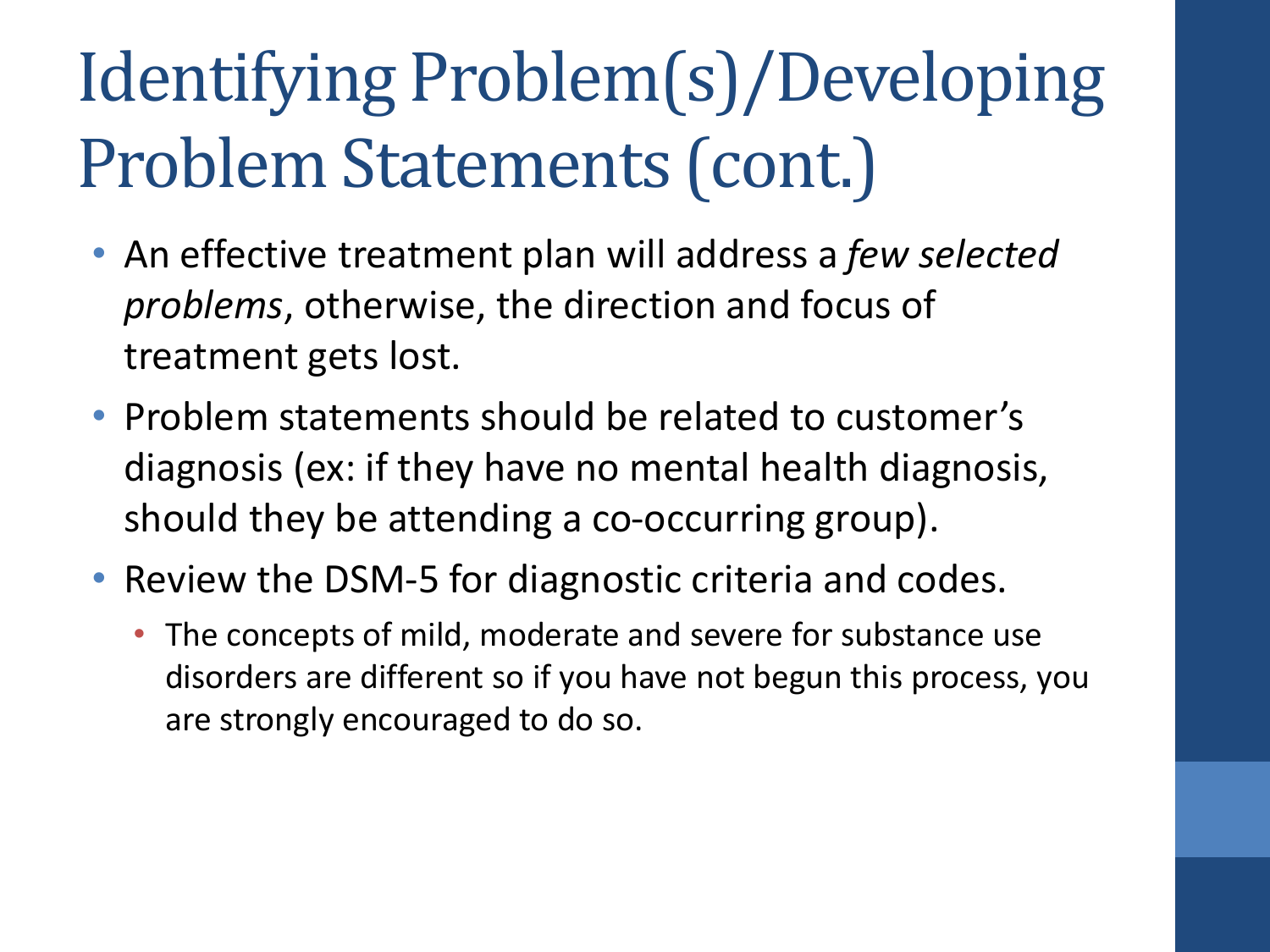# Identifying Problem(s)/Developing Problem Statements (cont.)

- An effective treatment plan will address a *few selected problems*, otherwise, the direction and focus of treatment gets lost.
- Problem statements should be related to customer's diagnosis (ex: if they have no mental health diagnosis, should they be attending a co-occurring group).
- Review the DSM-5 for diagnostic criteria and codes.
  - The concepts of mild, moderate and severe for substance use disorders are different so if you have not begun this process, you are strongly encouraged to do so.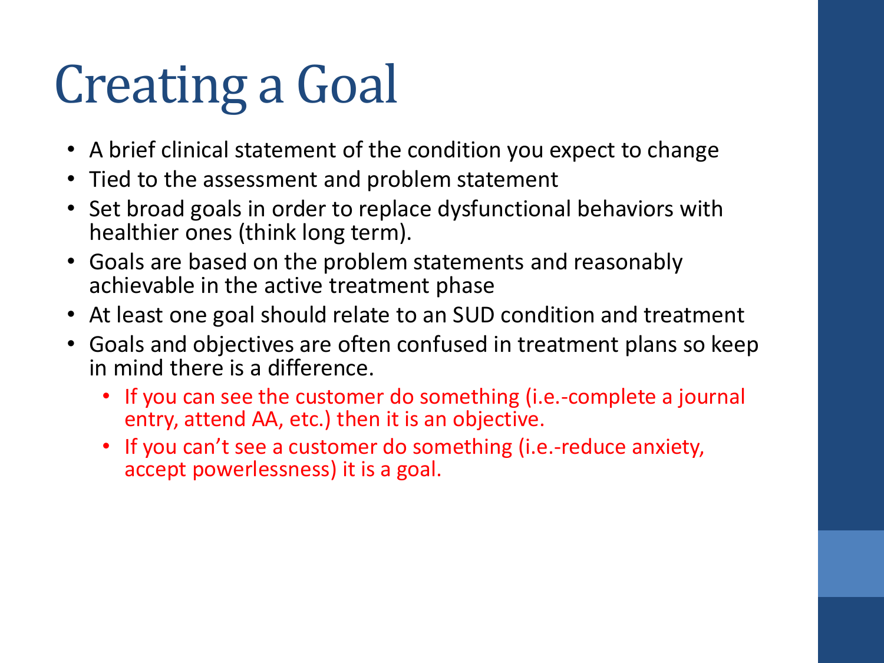# Creating a Goal

- A brief clinical statement of the condition you expect to change
- Tied to the assessment and problem statement
- Set broad goals in order to replace dysfunctional behaviors with healthier ones (think long term).
- Goals are based on the problem statements and reasonably achievable in the active treatment phase
- At least one goal should relate to an SUD condition and treatment
- Goals and objectives are often confused in treatment plans so keep in mind there is a difference.
    - If you can see the customer do something (i.e.-complete a journal entry, attend AA, etc.) then it is an objective.
    - If you can't see a customer do something (i.e.-reduce anxiety, accept powerlessness) it is a goal.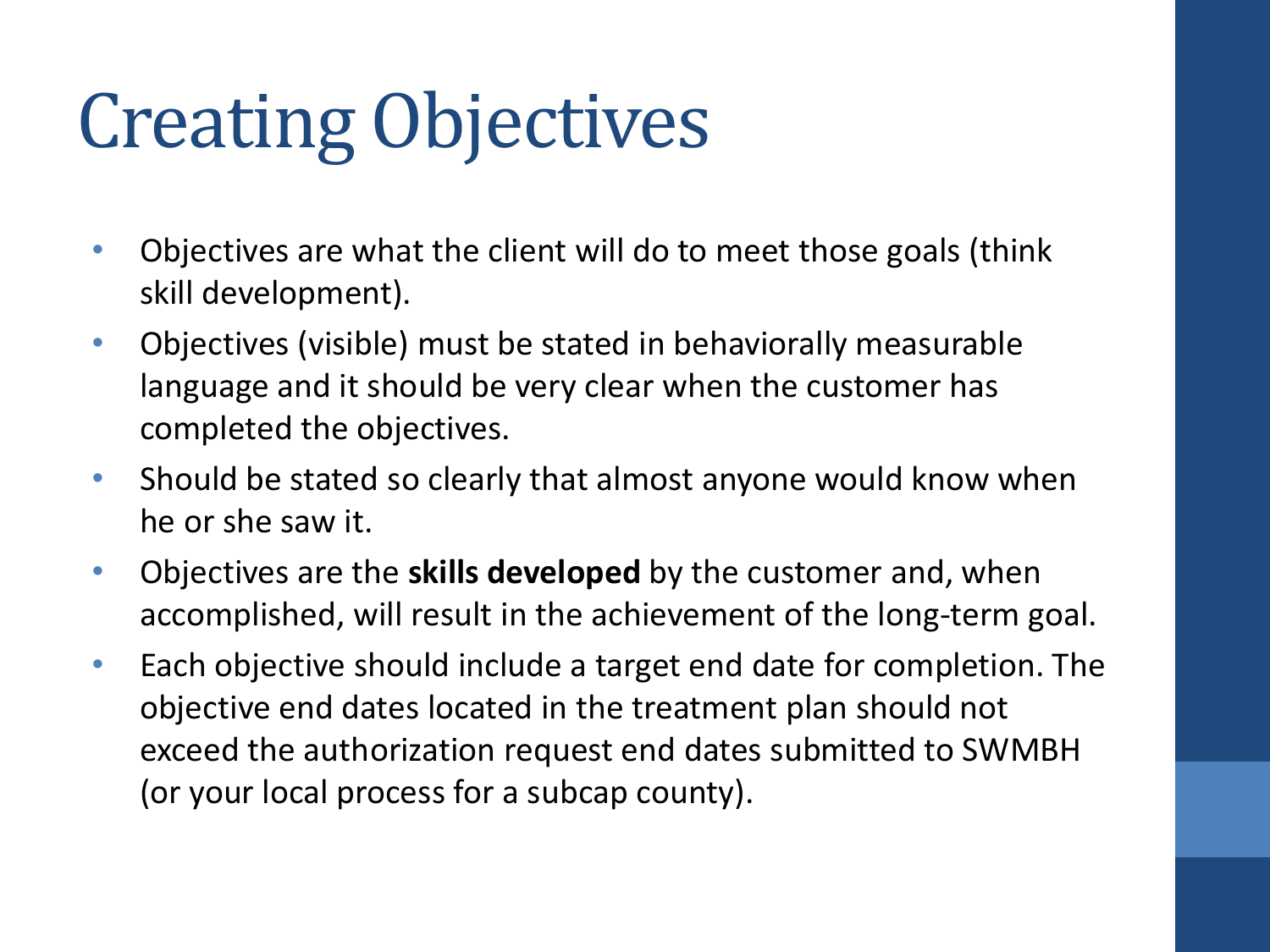# Creating Objectives

- Objectives are what the client will do to meet those goals (think skill development).
- Objectives (visible) must be stated in behaviorally measurable language and it should be very clear when the customer has completed the objectives.
- Should be stated so clearly that almost anyone would know when he or she saw it.
- Objectives are the **skills developed** by the customer and, when accomplished, will result in the achievement of the long-term goal.
- Each objective should include a target end date for completion. The objective end dates located in the treatment plan should not exceed the authorization request end dates submitted to SWMBH (or your local process for a subcap county).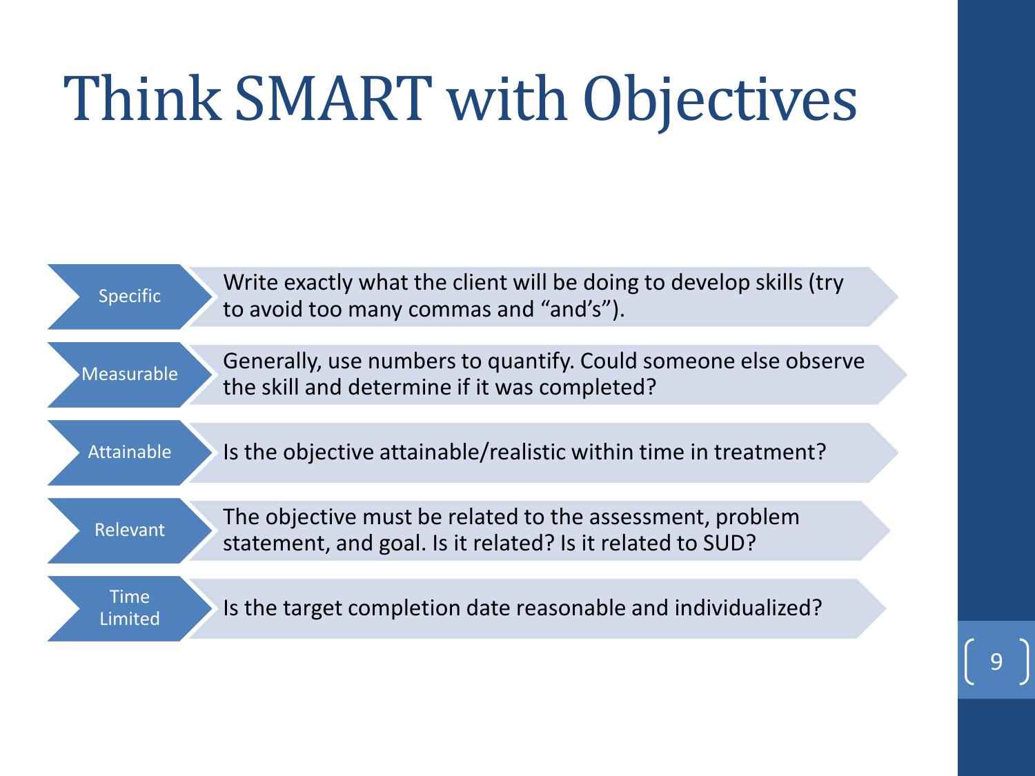# Think SMART with Objectives

- **Specific**: Write exactly what the client will be doing to develop skills (try to avoid too many commas and "and's").
- **Measurable**: Generally, use numbers to quantify. Could someone else observe the skill and determine if it was completed?
- **Attainable**: Is the objective attainable/realistic within time in treatment?
- **Relevant**: The objective must be related to the assessment, problem statement, and goal. Is it related? Is it related to SUD?
- **Time Limited**: Is the target completion date reasonable and individualized?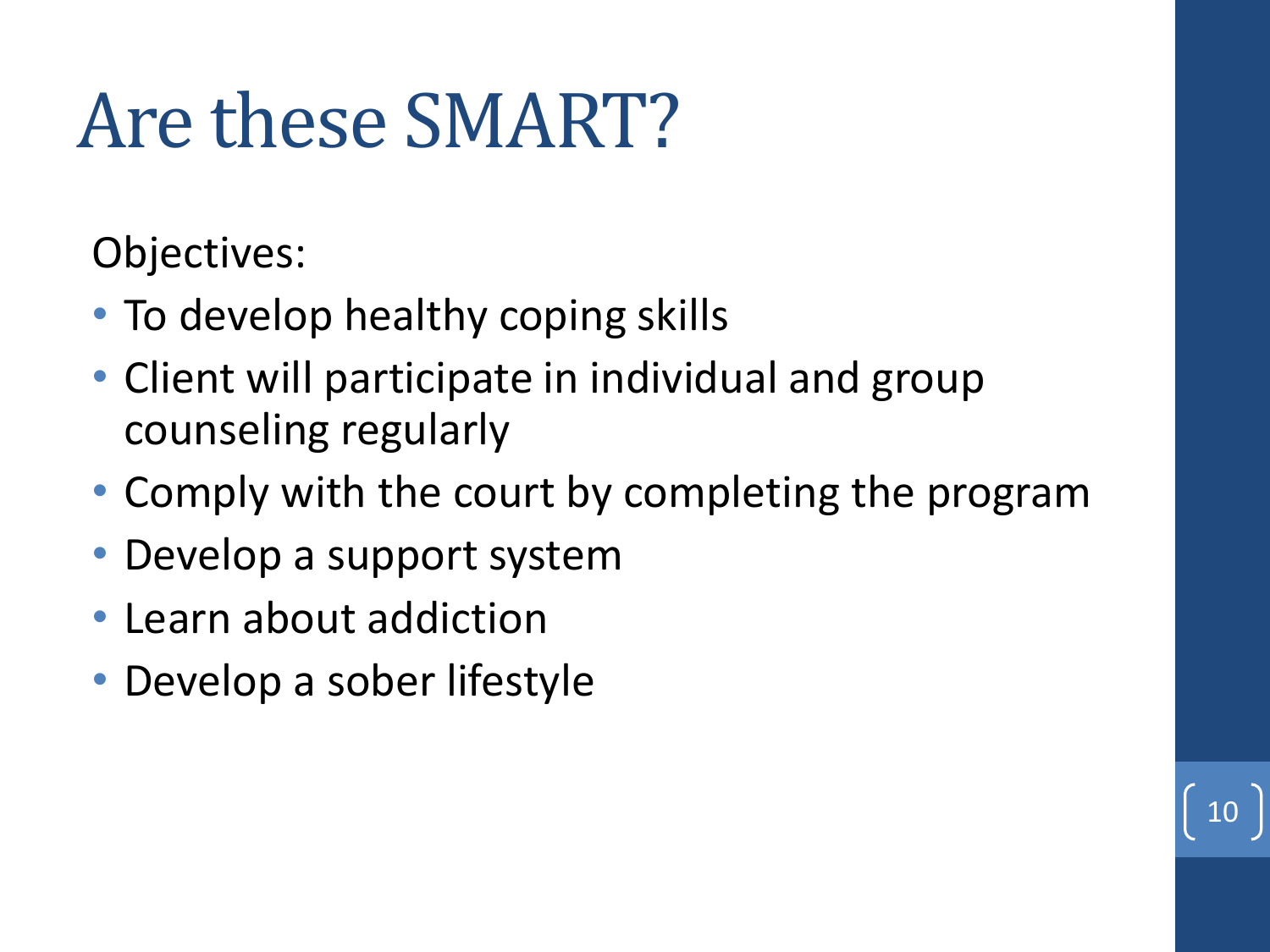# Are these SMART?

Objectives:

- To develop healthy coping skills
- Client will participate in individual and group counseling regularly
- Comply with the court by completing the program
- Develop a support system
- Learn about addiction
- Develop a sober lifestyle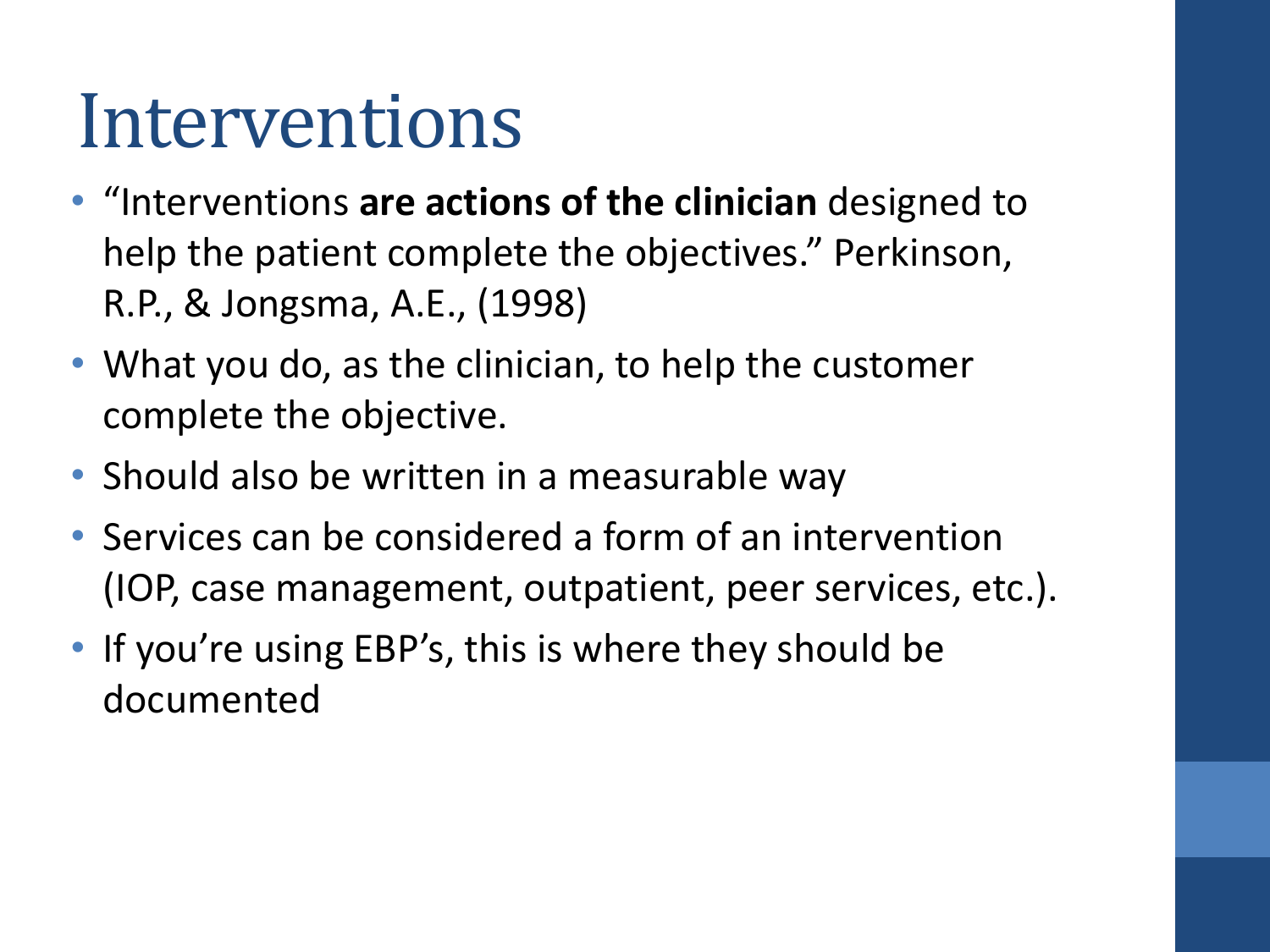# Interventions

- "Interventions **are actions of the clinician** designed to help the patient complete the objectives." Perkinson, R.P., & Jongsma, A.E., (1998)
- What you do, as the clinician, to help the customer complete the objective.
- Should also be written in a measurable way
- Services can be considered a form of an intervention (IOP, case management, outpatient, peer services, etc.).
- If you're using EBP's, this is where they should be documented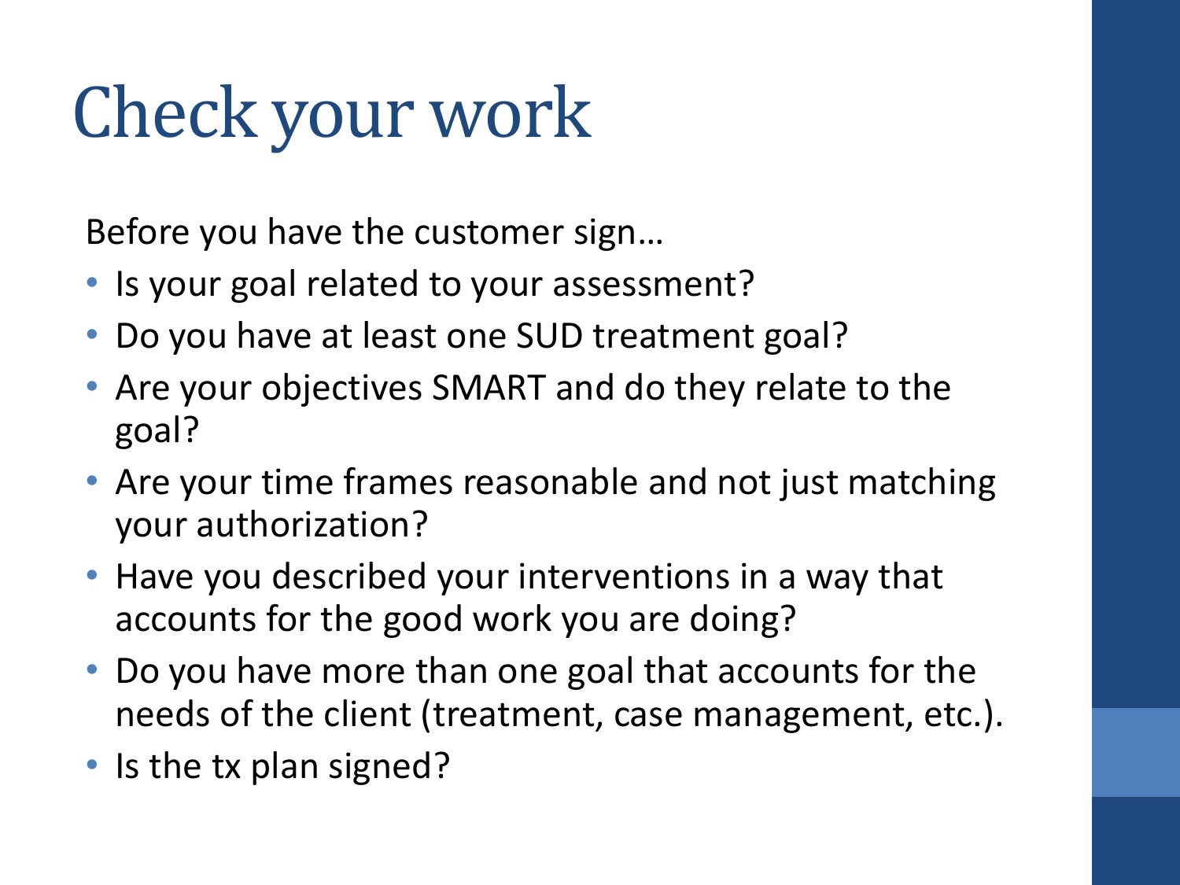# Check your work

Before you have the customer sign…

- Is your goal related to your assessment?
- Do you have at least one SUD treatment goal?
- Are your objectives SMART and do they relate to the goal?
- Are your time frames reasonable and not just matching your authorization?
- Have you described your interventions in a way that accounts for the good work you are doing?
- Do you have more than one goal that accounts for the needs of the client (treatment, case management, etc.).
- Is the tx plan signed?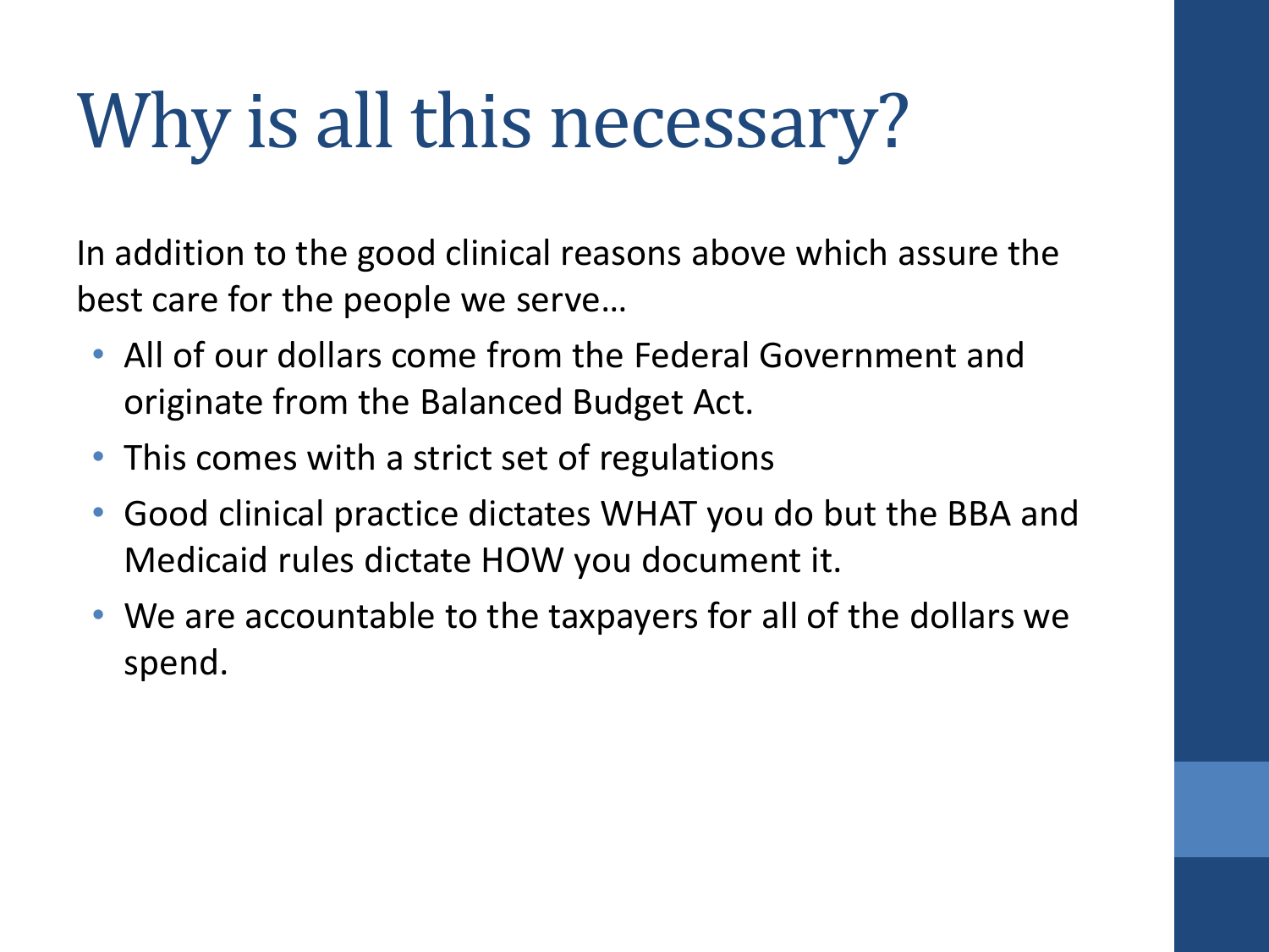# Why is all this necessary?

In addition to the good clinical reasons above which assure the best care for the people we serve…

- All of our dollars come from the Federal Government and originate from the Balanced Budget Act.
- This comes with a strict set of regulations
- Good clinical practice dictates WHAT you do but the BBA and Medicaid rules dictate HOW you document it.
- We are accountable to the taxpayers for all of the dollars we spend.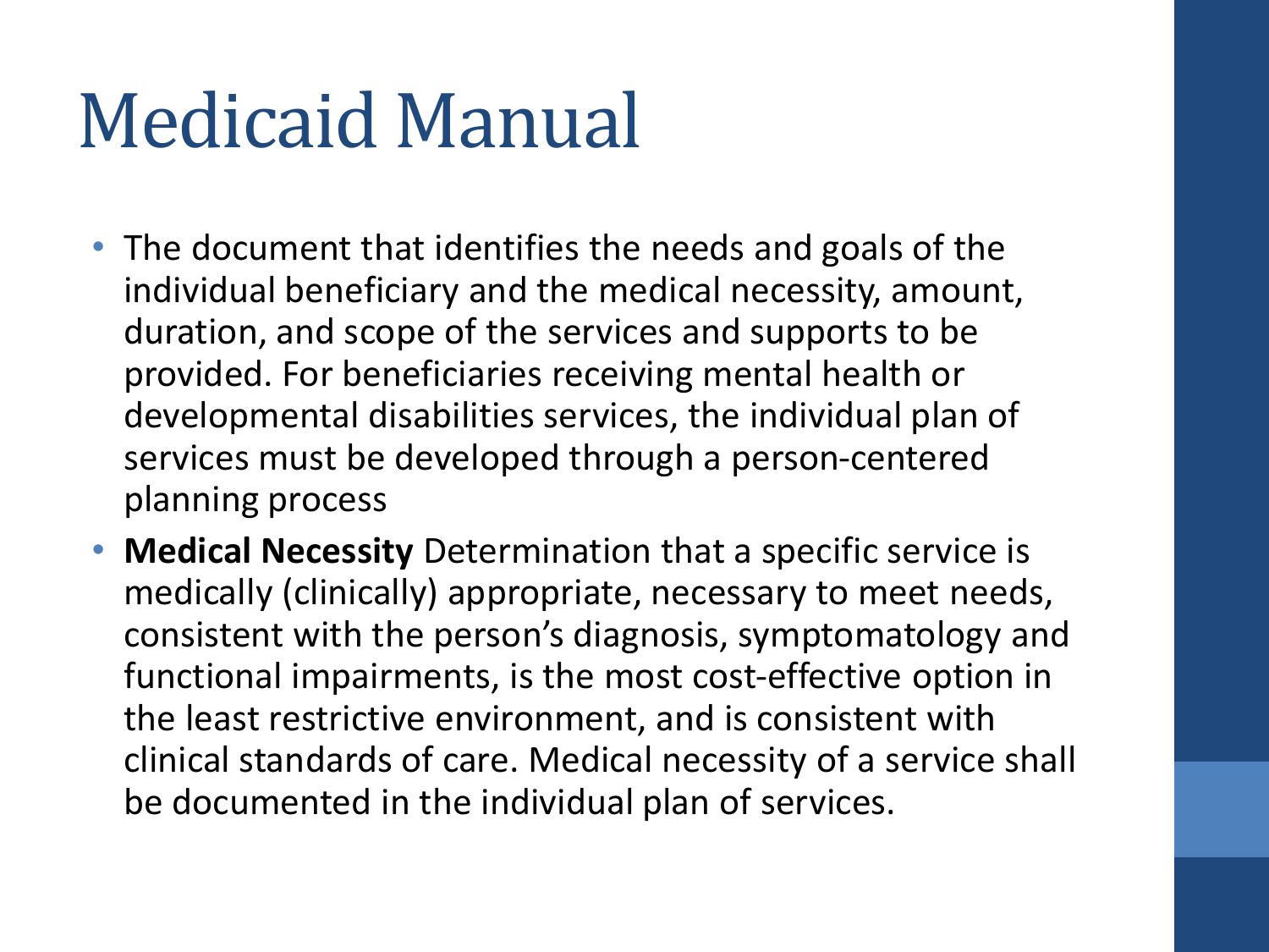# Medicaid Manual

- The document that identifies the needs and goals of the individual beneficiary and the medical necessity, amount, duration, and scope of the services and supports to be provided. For beneficiaries receiving mental health or developmental disabilities services, the individual plan of services must be developed through a person-centered planning process
- **Medical Necessity** Determination that a specific service is medically (clinically) appropriate, necessary to meet needs, consistent with the person's diagnosis, symptomatology and functional impairments, is the most cost-effective option in the least restrictive environment, and is consistent with clinical standards of care. Medical necessity of a service shall be documented in the individual plan of services.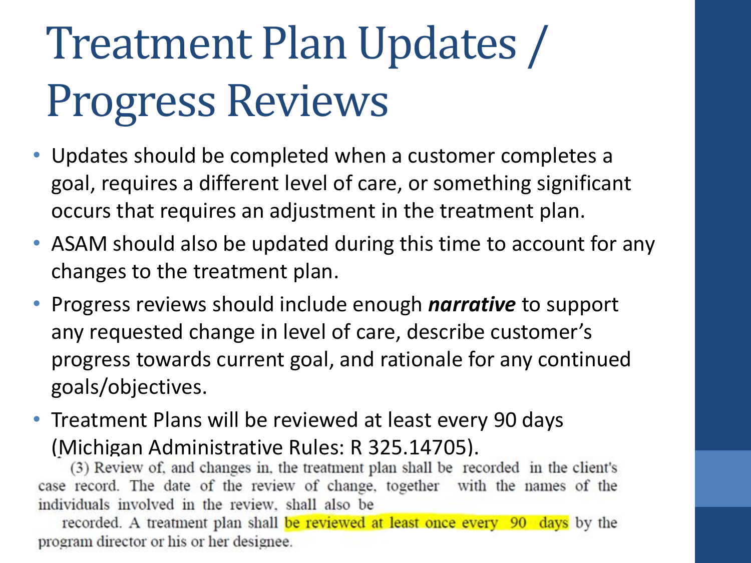# Treatment Plan Updates / Progress Reviews

- Updates should be completed when a customer completes a goal, requires a different level of care, or something significant occurs that requires an adjustment in the treatment plan.
- ASAM should also be updated during this time to account for any changes to the treatment plan.
- Progress reviews should include enough ***narrative*** to support any requested change in level of care, describe customer's progress towards current goal, and rationale for any continued goals/objectives.
- Treatment Plans will be reviewed at least every 90 days (Michigan Administrative Rules: R 325.14705).

(3) Review of, and changes in, the treatment plan shall be recorded in the client's case record. The date of the review of change, together with the names of the individuals involved in the review, shall also be recorded. A treatment plan shall be reviewed at least once every 90 days by the program director or his or her designee.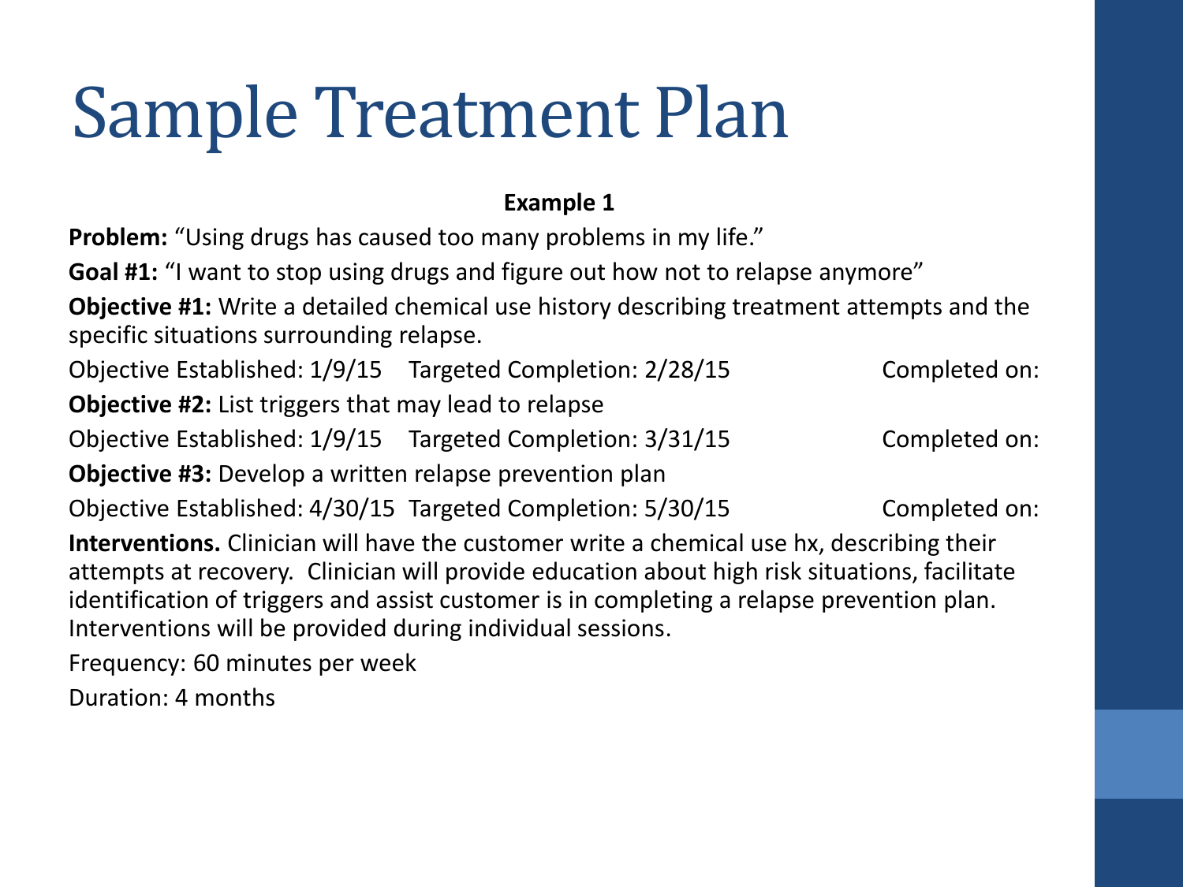# Sample Treatment Plan

**Example 1**

**Problem:** “Using drugs has caused too many problems in my life.”

**Goal #1:** “I want to stop using drugs and figure out how not to relapse anymore”

**Objective #1:** Write a detailed chemical use history describing treatment attempts and the specific situations surrounding relapse.

Objective Established: 1/9/15 Targeted Completion: 2/28/15 Completed on:

**Objective #2:** List triggers that may lead to relapse

Objective Established: 1/9/15 Targeted Completion: 3/31/15 Completed on:

**Objective #3:** Develop a written relapse prevention plan

Objective Established: 4/30/15 Targeted Completion: 5/30/15 Completed on:

**Interventions.** Clinician will have the customer write a chemical use hx, describing their attempts at recovery. Clinician will provide education about high risk situations, facilitate identification of triggers and assist customer is in completing a relapse prevention plan. Interventions will be provided during individual sessions.

Frequency: 60 minutes per week

Duration: 4 months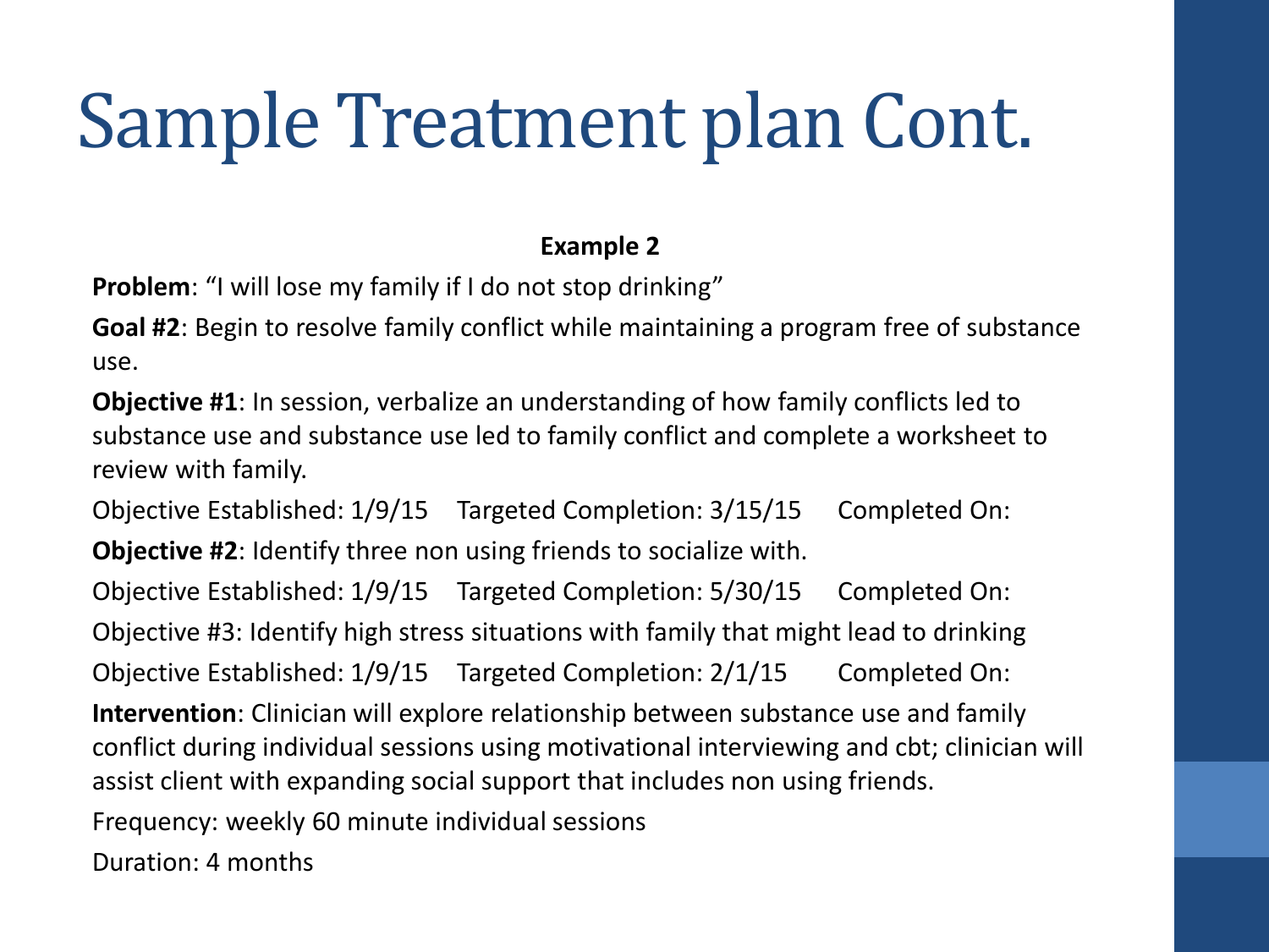# Sample Treatment plan Cont.

**Example 2**

**Problem**: "I will lose my family if I do not stop drinking"

**Goal #2**: Begin to resolve family conflict while maintaining a program free of substance use.

**Objective #1**: In session, verbalize an understanding of how family conflicts led to substance use and substance use led to family conflict and complete a worksheet to review with family.

Objective Established: 1/9/15 Targeted Completion: 3/15/15 Completed On:

**Objective #2**: Identify three non using friends to socialize with.

Objective Established: 1/9/15 Targeted Completion: 5/30/15 Completed On:

Objective #3: Identify high stress situations with family that might lead to drinking

Objective Established: 1/9/15 Targeted Completion: 2/1/15 Completed On:

**Intervention**: Clinician will explore relationship between substance use and family conflict during individual sessions using motivational interviewing and cbt; clinician will assist client with expanding social support that includes non using friends.

Frequency: weekly 60 minute individual sessions

Duration: 4 months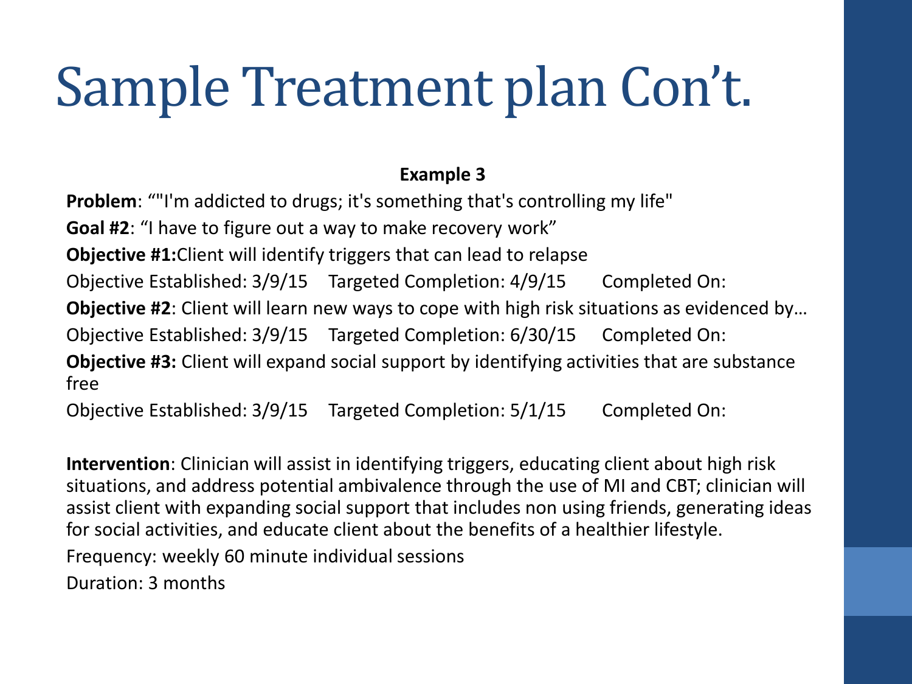# Sample Treatment plan Con't.

**Example 3**

**Problem**: ""I'm addicted to drugs; it's something that's controlling my life"

**Goal #2**: "I have to figure out a way to make recovery work"

**Objective #1:** Client will identify triggers that can lead to relapse

Objective Established: 3/9/15 Targeted Completion: 4/9/15 Completed On:

**Objective #2**: Client will learn new ways to cope with high risk situations as evidenced by…

Objective Established: 3/9/15 Targeted Completion: 6/30/15 Completed On:

**Objective #3:** Client will expand social support by identifying activities that are substance free

Objective Established: 3/9/15 Targeted Completion: 5/1/15 Completed On:

**Intervention**: Clinician will assist in identifying triggers, educating client about high risk situations, and address potential ambivalence through the use of MI and CBT; clinician will assist client with expanding social support that includes non using friends, generating ideas for social activities, and educate client about the benefits of a healthier lifestyle.

Frequency: weekly 60 minute individual sessions

Duration: 3 months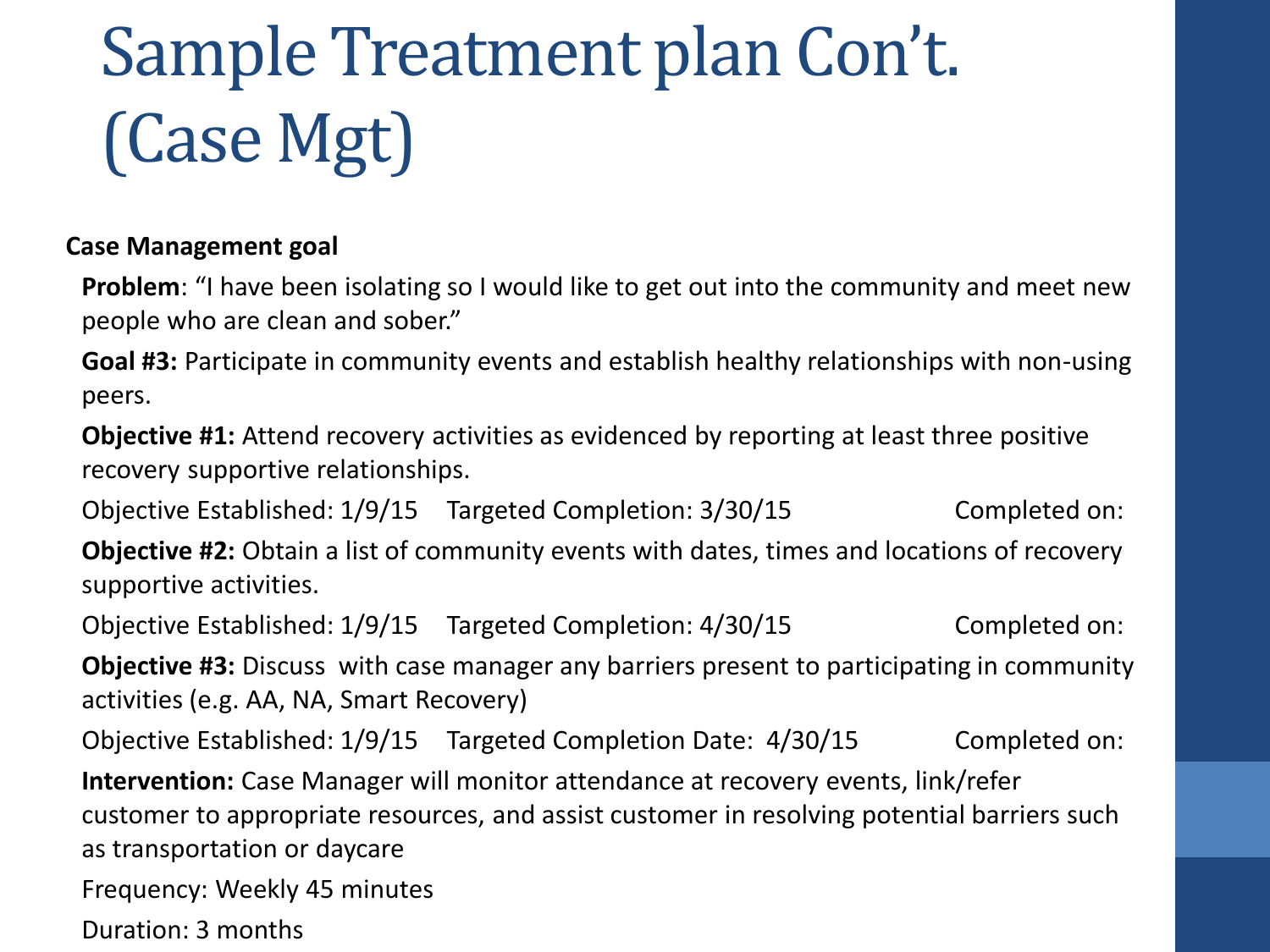# Sample Treatment plan Con't. (Case Mgt)

**Case Management goal**

**Problem**: "I have been isolating so I would like to get out into the community and meet new people who are clean and sober."

**Goal #3:** Participate in community events and establish healthy relationships with non-using peers.

**Objective #1:** Attend recovery activities as evidenced by reporting at least three positive recovery supportive relationships.

Objective Established: 1/9/15 Targeted Completion: 3/30/15 Completed on:

**Objective #2:** Obtain a list of community events with dates, times and locations of recovery supportive activities.

Objective Established: 1/9/15 Targeted Completion: 4/30/15 Completed on:

**Objective #3:** Discuss with case manager any barriers present to participating in community activities (e.g. AA, NA, Smart Recovery)

Objective Established: 1/9/15 Targeted Completion Date: 4/30/15 Completed on:

**Intervention:** Case Manager will monitor attendance at recovery events, link/refer customer to appropriate resources, and assist customer in resolving potential barriers such as transportation or daycare

Frequency: Weekly 45 minutes

Duration: 3 months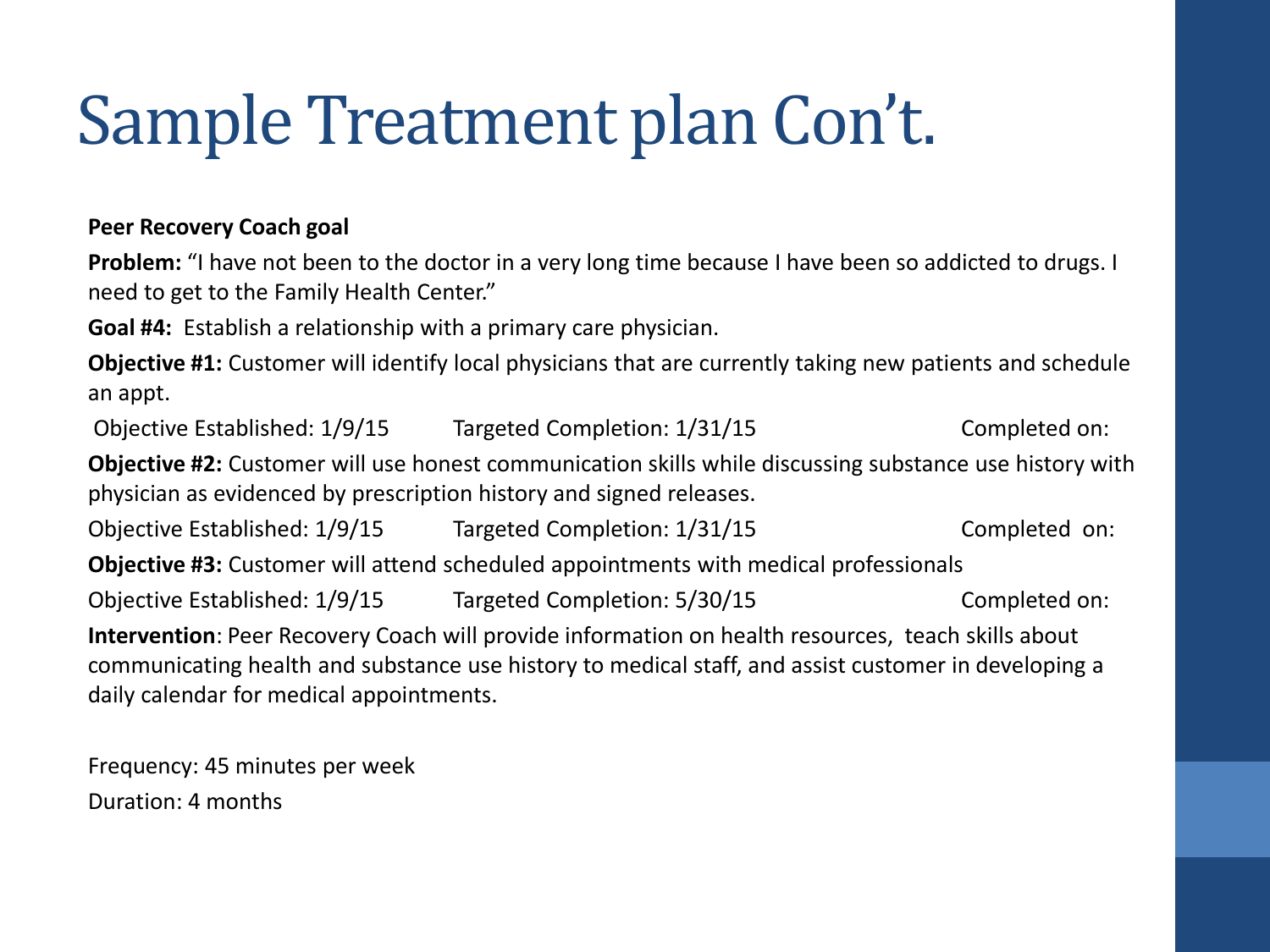# Sample Treatment plan Con't.

**Peer Recovery Coach goal**

**Problem:** "I have not been to the doctor in a very long time because I have been so addicted to drugs. I need to get to the Family Health Center."

**Goal #4:** Establish a relationship with a primary care physician.

**Objective #1:** Customer will identify local physicians that are currently taking new patients and schedule an appt.

Objective Established: 1/9/15 Targeted Completion: 1/31/15 Completed on:

**Objective #2:** Customer will use honest communication skills while discussing substance use history with physician as evidenced by prescription history and signed releases.

Objective Established: 1/9/15 Targeted Completion: 1/31/15 Completed on:

**Objective #3:** Customer will attend scheduled appointments with medical professionals

Objective Established: 1/9/15 Targeted Completion: 5/30/15 Completed on:

**Intervention**: Peer Recovery Coach will provide information on health resources, teach skills about communicating health and substance use history to medical staff, and assist customer in developing a daily calendar for medical appointments.

Frequency: 45 minutes per week

Duration: 4 months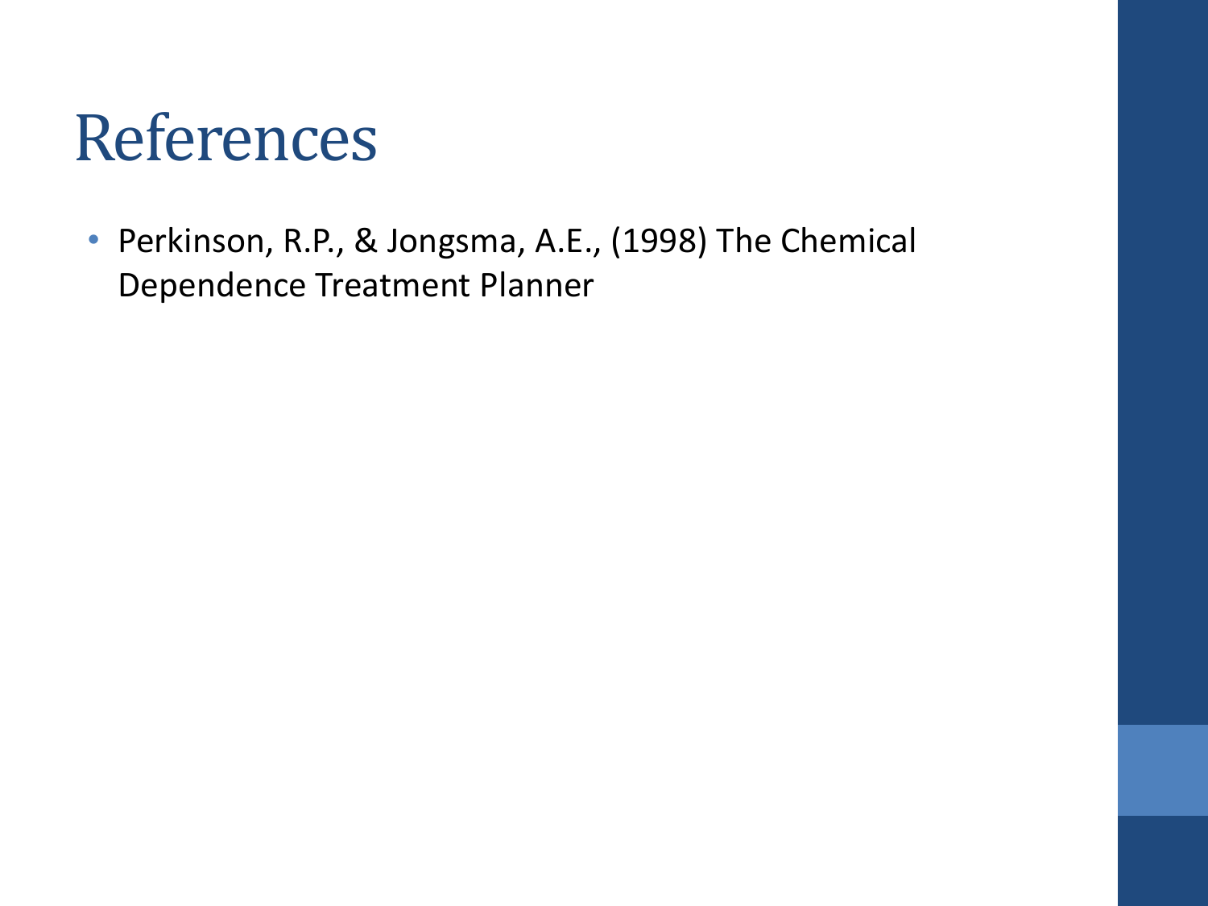# References

- Perkinson, R.P., & Jongsma, A.E., (1998) The Chemical Dependence Treatment Planner